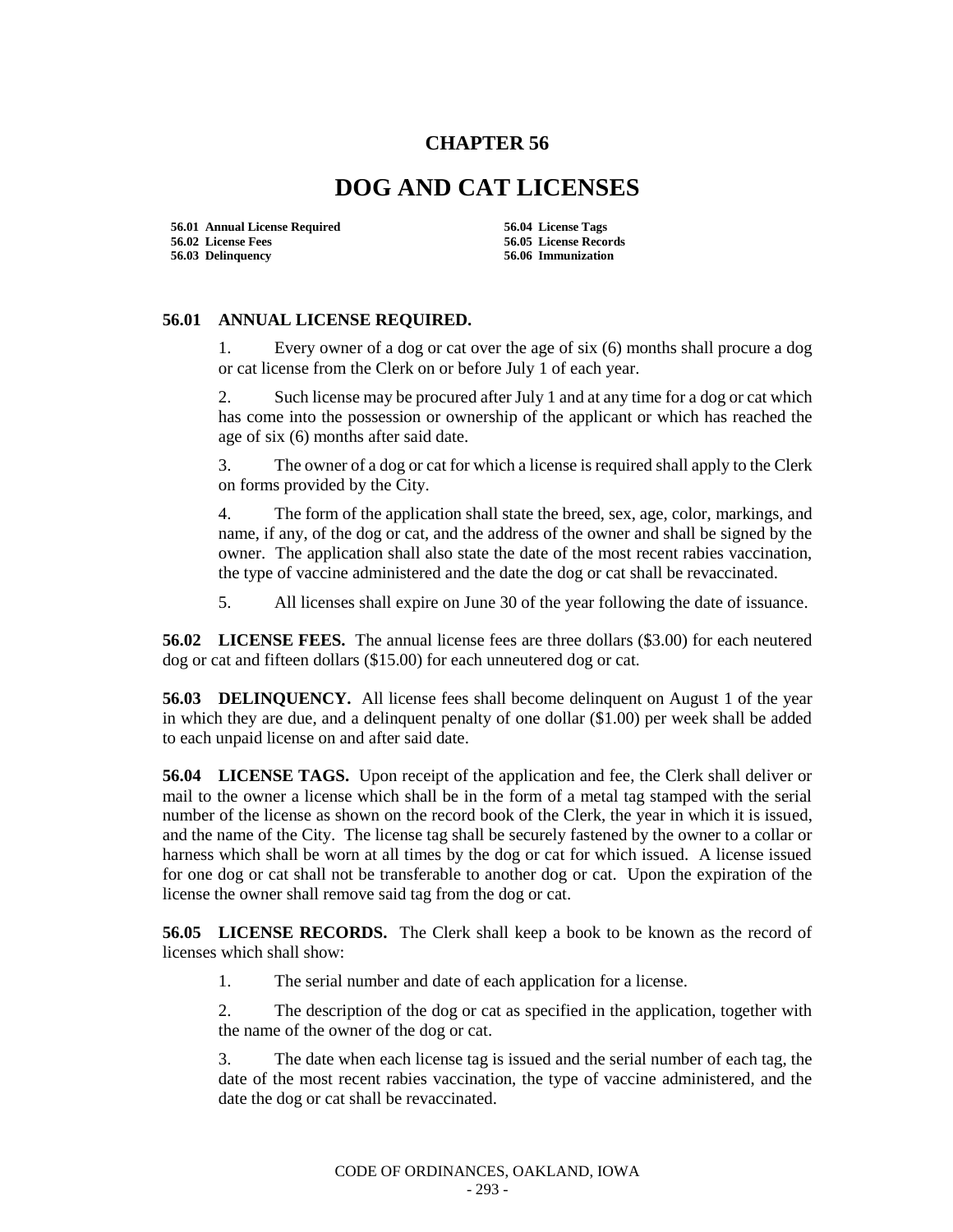# CHAPTER 56

# DOG AND CAT LICENSES

**56.01 Annual License Required**
**56.02 License Fees**
**56.03 Delinquency**
**56.04 License Tags**
**56.05 License Records**
**56.06 Immunization**

**56.01 ANNUAL LICENSE REQUIRED.**

1. Every owner of a dog or cat over the age of six (6) months shall procure a dog or cat license from the Clerk on or before July 1 of each year.

2. Such license may be procured after July 1 and at any time for a dog or cat which has come into the possession or ownership of the applicant or which has reached the age of six (6) months after said date.

3. The owner of a dog or cat for which a license is required shall apply to the Clerk on forms provided by the City.

4. The form of the application shall state the breed, sex, age, color, markings, and name, if any, of the dog or cat, and the address of the owner and shall be signed by the owner. The application shall also state the date of the most recent rabies vaccination, the type of vaccine administered and the date the dog or cat shall be revaccinated.

5. All licenses shall expire on June 30 of the year following the date of issuance.

**56.02 LICENSE FEES.** The annual license fees are three dollars ($3.00) for each neutered dog or cat and fifteen dollars ($15.00) for each unneutered dog or cat.

**56.03 DELINQUENCY.** All license fees shall become delinquent on August 1 of the year in which they are due, and a delinquent penalty of one dollar ($1.00) per week shall be added to each unpaid license on and after said date.

**56.04 LICENSE TAGS.** Upon receipt of the application and fee, the Clerk shall deliver or mail to the owner a license which shall be in the form of a metal tag stamped with the serial number of the license as shown on the record book of the Clerk, the year in which it is issued, and the name of the City. The license tag shall be securely fastened by the owner to a collar or harness which shall be worn at all times by the dog or cat for which issued. A license issued for one dog or cat shall not be transferable to another dog or cat. Upon the expiration of the license the owner shall remove said tag from the dog or cat.

**56.05 LICENSE RECORDS.** The Clerk shall keep a book to be known as the record of licenses which shall show:

1. The serial number and date of each application for a license.

2. The description of the dog or cat as specified in the application, together with the name of the owner of the dog or cat.

3. The date when each license tag is issued and the serial number of each tag, the date of the most recent rabies vaccination, the type of vaccine administered, and the date the dog or cat shall be revaccinated.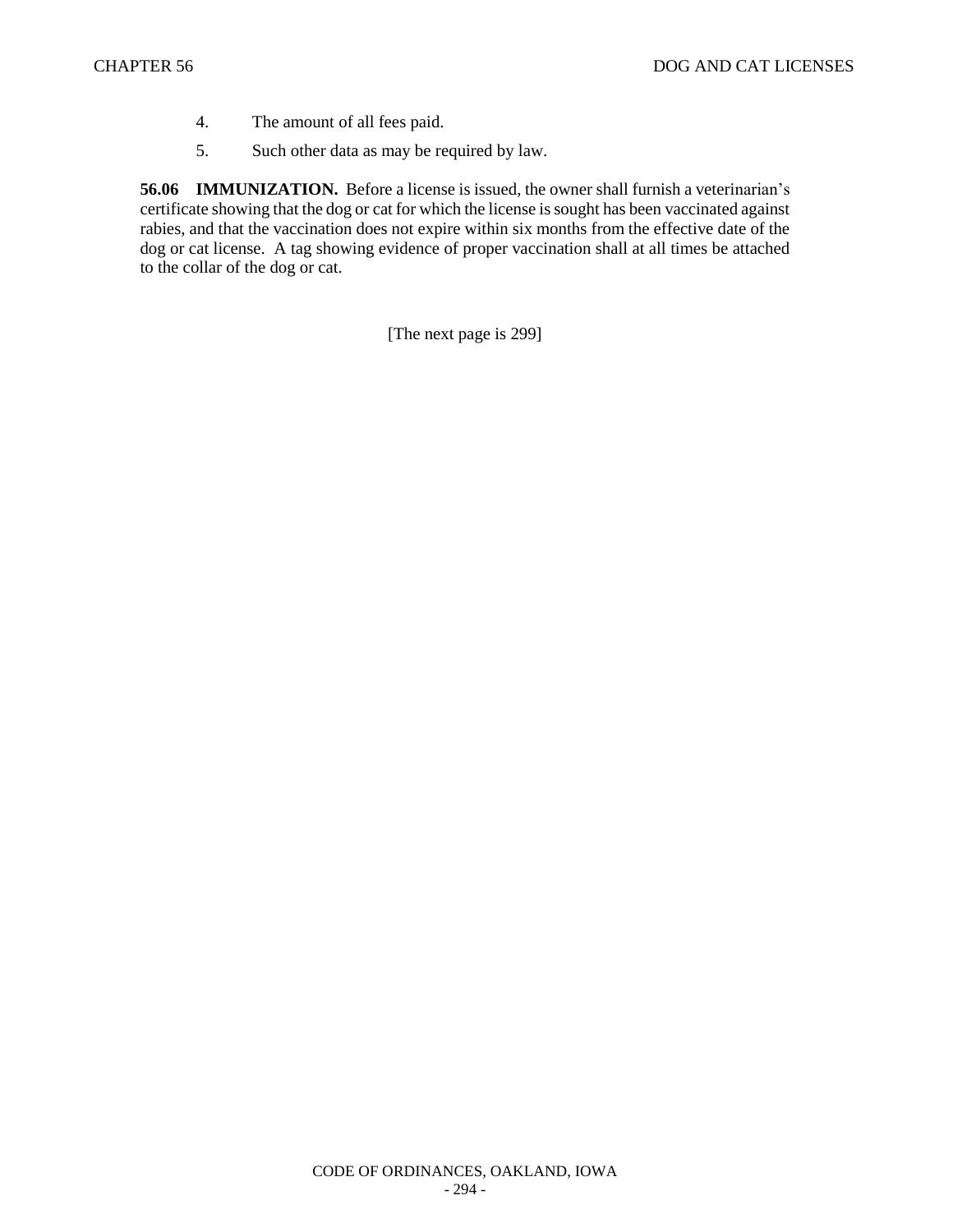4. The amount of all fees paid.
5. Such other data as may be required by law.

**56.06 IMMUNIZATION.** Before a license is issued, the owner shall furnish a veterinarian's certificate showing that the dog or cat for which the license is sought has been vaccinated against rabies, and that the vaccination does not expire within six months from the effective date of the dog or cat license. A tag showing evidence of proper vaccination shall at all times be attached to the collar of the dog or cat.

[The next page is 299]